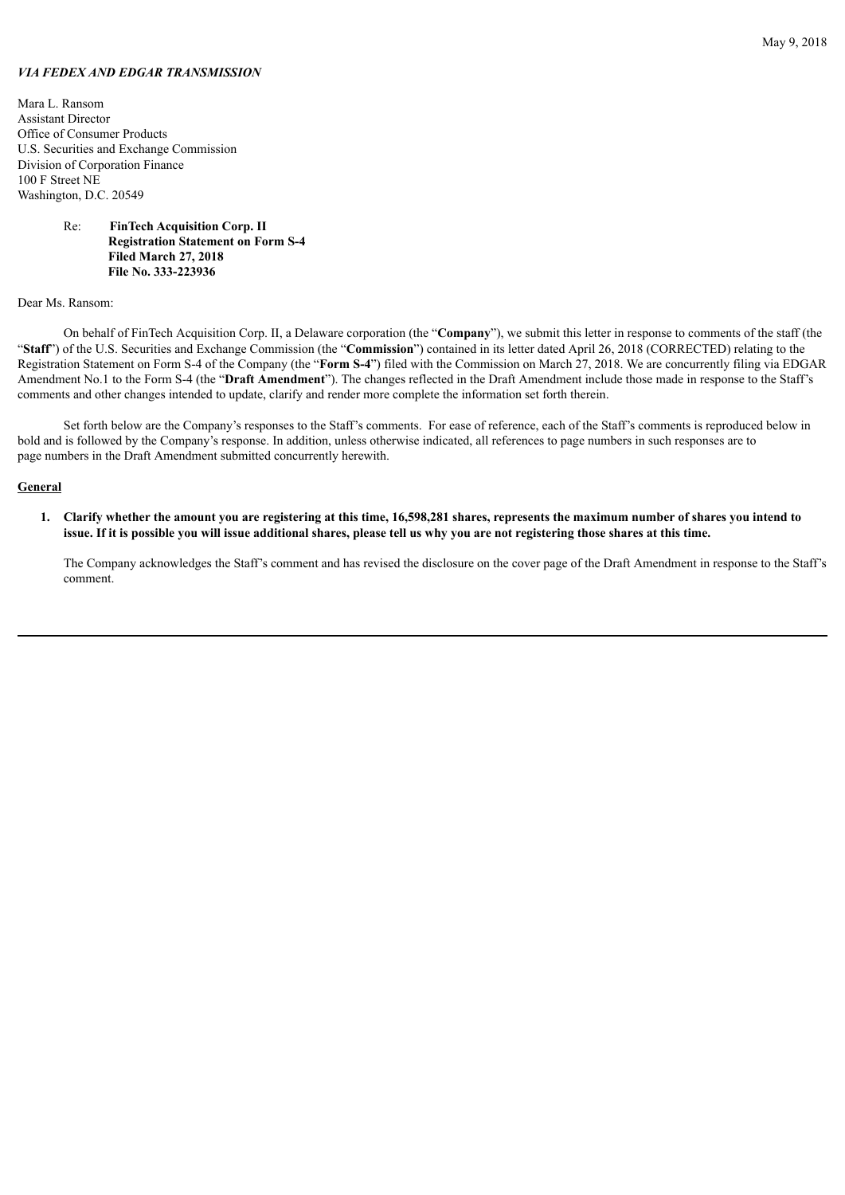May 9, 2018

***VIA FEDEX AND EDGAR TRANSMISSION***

Mara L. Ransom
Assistant Director
Office of Consumer Products
U.S. Securities and Exchange Commission
Division of Corporation Finance
100 F Street NE
Washington, D.C. 20549

Re: **FinTech Acquisition Corp. II**
**Registration Statement on Form S-4**
**Filed March 27, 2018**
**File No. 333-223936**

Dear Ms. Ransom:

On behalf of FinTech Acquisition Corp. II, a Delaware corporation (the "**Company**"), we submit this letter in response to comments of the staff (the "**Staff**") of the U.S. Securities and Exchange Commission (the "**Commission**") contained in its letter dated April 26, 2018 (CORRECTED) relating to the Registration Statement on Form S-4 of the Company (the "**Form S-4**") filed with the Commission on March 27, 2018. We are concurrently filing via EDGAR Amendment No.1 to the Form S-4 (the "**Draft Amendment**"). The changes reflected in the Draft Amendment include those made in response to the Staff's comments and other changes intended to update, clarify and render more complete the information set forth therein.

Set forth below are the Company's responses to the Staff's comments. For ease of reference, each of the Staff's comments is reproduced below in bold and is followed by the Company's response. In addition, unless otherwise indicated, all references to page numbers in such responses are to page numbers in the Draft Amendment submitted concurrently herewith.

**General**

1. **Clarify whether the amount you are registering at this time, 16,598,281 shares, represents the maximum number of shares you intend to issue. If it is possible you will issue additional shares, please tell us why you are not registering those shares at this time.**

   The Company acknowledges the Staff's comment and has revised the disclosure on the cover page of the Draft Amendment in response to the Staff's comment.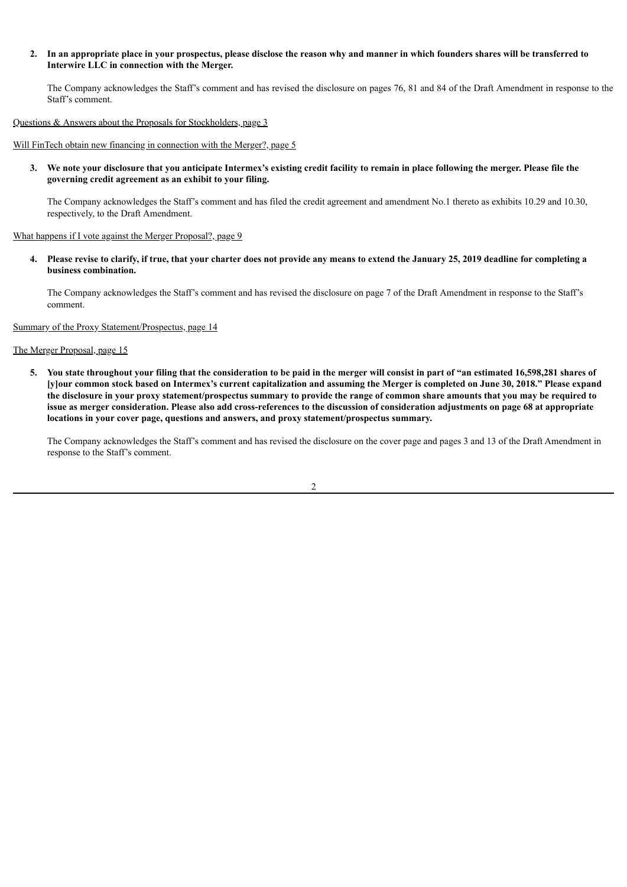**2. In an appropriate place in your prospectus, please disclose the reason why and manner in which founders shares will be transferred to Interwire LLC in connection with the Merger.**

The Company acknowledges the Staff's comment and has revised the disclosure on pages 76, 81 and 84 of the Draft Amendment in response to the Staff's comment.

<u>Questions & Answers about the Proposals for Stockholders, page 3</u>

<u>Will FinTech obtain new financing in connection with the Merger?, page 5</u>

**3. We note your disclosure that you anticipate Intermex's existing credit facility to remain in place following the merger. Please file the governing credit agreement as an exhibit to your filing.**

The Company acknowledges the Staff's comment and has filed the credit agreement and amendment No.1 thereto as exhibits 10.29 and 10.30, respectively, to the Draft Amendment.

<u>What happens if I vote against the Merger Proposal?, page 9</u>

**4. Please revise to clarify, if true, that your charter does not provide any means to extend the January 25, 2019 deadline for completing a business combination.**

The Company acknowledges the Staff's comment and has revised the disclosure on page 7 of the Draft Amendment in response to the Staff's comment.

<u>Summary of the Proxy Statement/Prospectus, page 14</u>

<u>The Merger Proposal, page 15</u>

**5. You state throughout your filing that the consideration to be paid in the merger will consist in part of "an estimated 16,598,281 shares of [y]our common stock based on Intermex's current capitalization and assuming the Merger is completed on June 30, 2018." Please expand the disclosure in your proxy statement/prospectus summary to provide the range of common share amounts that you may be required to issue as merger consideration. Please also add cross-references to the discussion of consideration adjustments on page 68 at appropriate locations in your cover page, questions and answers, and proxy statement/prospectus summary.**

The Company acknowledges the Staff's comment and has revised the disclosure on the cover page and pages 3 and 13 of the Draft Amendment in response to the Staff's comment.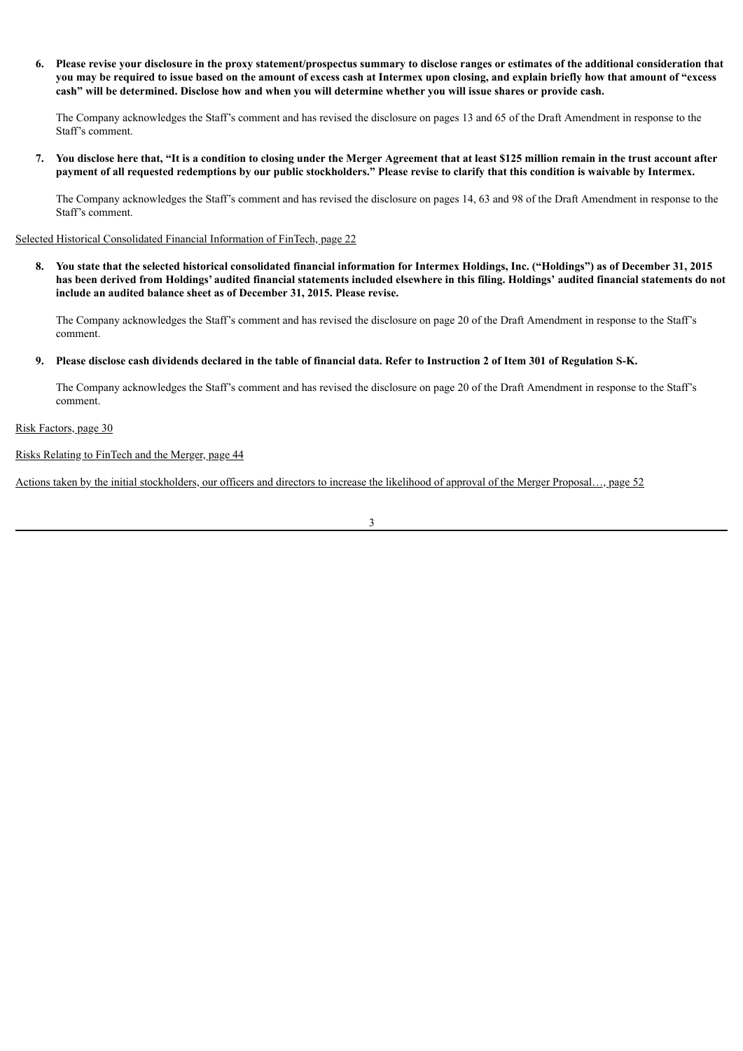**6. Please revise your disclosure in the proxy statement/prospectus summary to disclose ranges or estimates of the additional consideration that you may be required to issue based on the amount of excess cash at Intermex upon closing, and explain briefly how that amount of "excess cash" will be determined. Disclose how and when you will determine whether you will issue shares or provide cash.**

The Company acknowledges the Staff's comment and has revised the disclosure on pages 13 and 65 of the Draft Amendment in response to the Staff's comment.

**7. You disclose here that, "It is a condition to closing under the Merger Agreement that at least $125 million remain in the trust account after payment of all requested redemptions by our public stockholders." Please revise to clarify that this condition is waivable by Intermex.**

The Company acknowledges the Staff's comment and has revised the disclosure on pages 14, 63 and 98 of the Draft Amendment in response to the Staff's comment.

Selected Historical Consolidated Financial Information of FinTech, page 22

**8. You state that the selected historical consolidated financial information for Intermex Holdings, Inc. ("Holdings") as of December 31, 2015 has been derived from Holdings' audited financial statements included elsewhere in this filing. Holdings' audited financial statements do not include an audited balance sheet as of December 31, 2015. Please revise.**

The Company acknowledges the Staff's comment and has revised the disclosure on page 20 of the Draft Amendment in response to the Staff's comment.

**9. Please disclose cash dividends declared in the table of financial data. Refer to Instruction 2 of Item 301 of Regulation S-K.**

The Company acknowledges the Staff's comment and has revised the disclosure on page 20 of the Draft Amendment in response to the Staff's comment.

Risk Factors, page 30

Risks Relating to FinTech and the Merger, page 44

Actions taken by the initial stockholders, our officers and directors to increase the likelihood of approval of the Merger Proposal…, page 52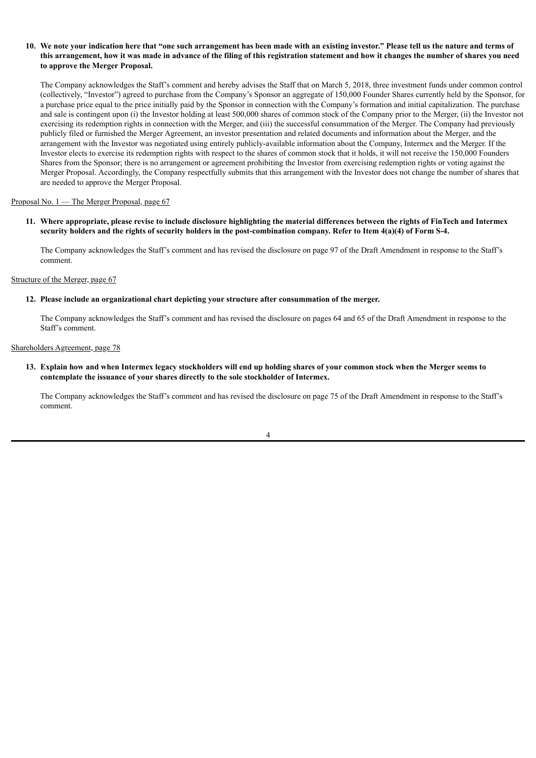**10. We note your indication here that "one such arrangement has been made with an existing investor." Please tell us the nature and terms of this arrangement, how it was made in advance of the filing of this registration statement and how it changes the number of shares you need to approve the Merger Proposal.**

The Company acknowledges the Staff's comment and hereby advises the Staff that on March 5, 2018, three investment funds under common control (collectively, "Investor") agreed to purchase from the Company's Sponsor an aggregate of 150,000 Founder Shares currently held by the Sponsor, for a purchase price equal to the price initially paid by the Sponsor in connection with the Company's formation and initial capitalization. The purchase and sale is contingent upon (i) the Investor holding at least 500,000 shares of common stock of the Company prior to the Merger, (ii) the Investor not exercising its redemption rights in connection with the Merger, and (iii) the successful consummation of the Merger. The Company had previously publicly filed or furnished the Merger Agreement, an investor presentation and related documents and information about the Merger, and the arrangement with the Investor was negotiated using entirely publicly-available information about the Company, Intermex and the Merger. If the Investor elects to exercise its redemption rights with respect to the shares of common stock that it holds, it will not receive the 150,000 Founders Shares from the Sponsor; there is no arrangement or agreement prohibiting the Investor from exercising redemption rights or voting against the Merger Proposal. Accordingly, the Company respectfully submits that this arrangement with the Investor does not change the number of shares that are needed to approve the Merger Proposal.

Proposal No. 1 — The Merger Proposal, page 67

**11. Where appropriate, please revise to include disclosure highlighting the material differences between the rights of FinTech and Intermex security holders and the rights of security holders in the post-combination company. Refer to Item 4(a)(4) of Form S-4.**

The Company acknowledges the Staff's comment and has revised the disclosure on page 97 of the Draft Amendment in response to the Staff's comment.

Structure of the Merger, page 67

**12. Please include an organizational chart depicting your structure after consummation of the merger.**

The Company acknowledges the Staff's comment and has revised the disclosure on pages 64 and 65 of the Draft Amendment in response to the Staff's comment.

Shareholders Agreement, page 78

**13. Explain how and when Intermex legacy stockholders will end up holding shares of your common stock when the Merger seems to contemplate the issuance of your shares directly to the sole stockholder of Intermex.**

The Company acknowledges the Staff's comment and has revised the disclosure on page 75 of the Draft Amendment in response to the Staff's comment.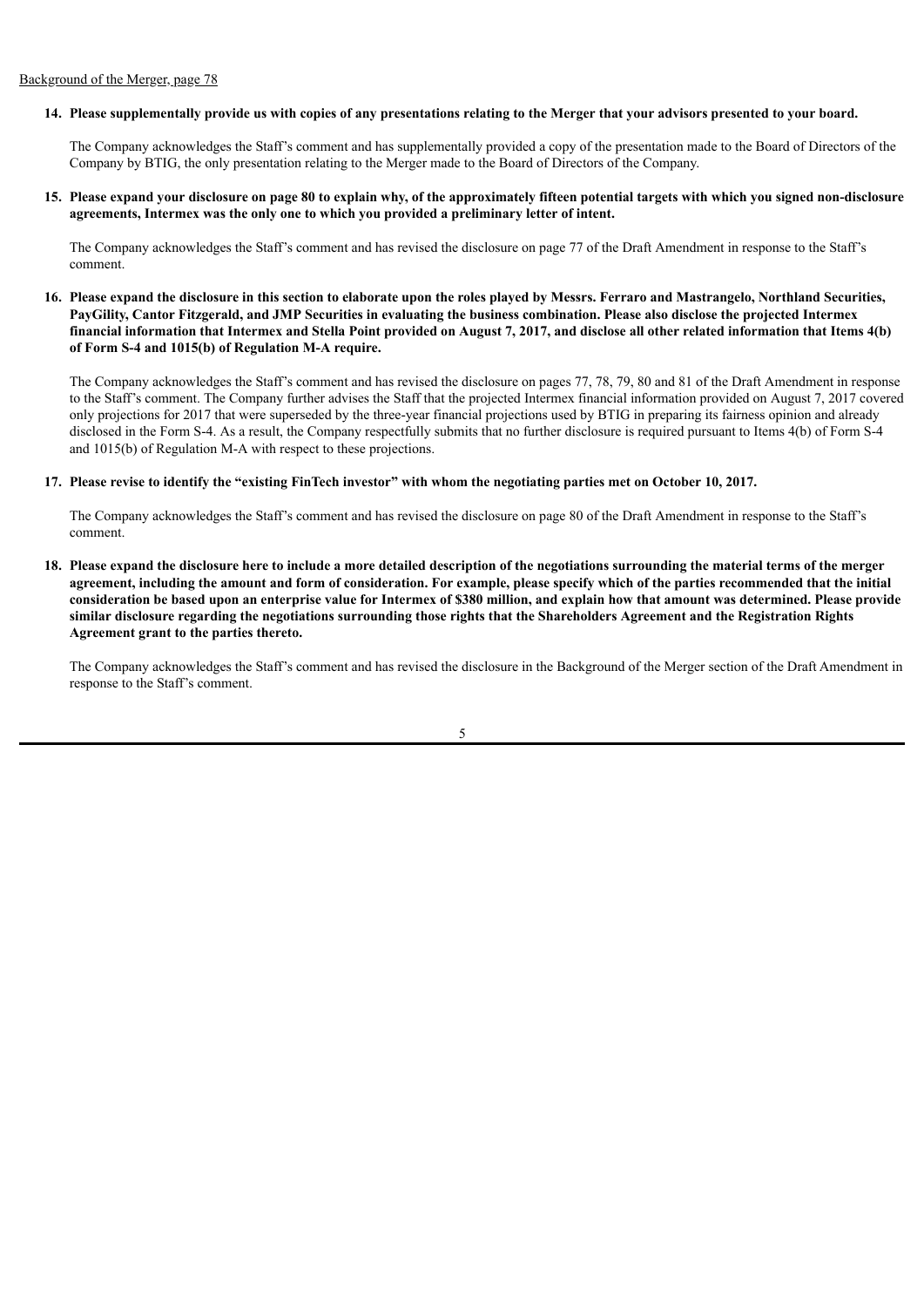Background of the Merger, page 78

**14. Please supplementally provide us with copies of any presentations relating to the Merger that your advisors presented to your board.**

The Company acknowledges the Staff's comment and has supplementally provided a copy of the presentation made to the Board of Directors of the Company by BTIG, the only presentation relating to the Merger made to the Board of Directors of the Company.

**15. Please expand your disclosure on page 80 to explain why, of the approximately fifteen potential targets with which you signed non-disclosure agreements, Intermex was the only one to which you provided a preliminary letter of intent.**

The Company acknowledges the Staff's comment and has revised the disclosure on page 77 of the Draft Amendment in response to the Staff's comment.

**16. Please expand the disclosure in this section to elaborate upon the roles played by Messrs. Ferraro and Mastrangelo, Northland Securities, PayGility, Cantor Fitzgerald, and JMP Securities in evaluating the business combination. Please also disclose the projected Intermex financial information that Intermex and Stella Point provided on August 7, 2017, and disclose all other related information that Items 4(b) of Form S-4 and 1015(b) of Regulation M-A require.**

The Company acknowledges the Staff's comment and has revised the disclosure on pages 77, 78, 79, 80 and 81 of the Draft Amendment in response to the Staff's comment. The Company further advises the Staff that the projected Intermex financial information provided on August 7, 2017 covered only projections for 2017 that were superseded by the three-year financial projections used by BTIG in preparing its fairness opinion and already disclosed in the Form S-4. As a result, the Company respectfully submits that no further disclosure is required pursuant to Items 4(b) of Form S-4 and 1015(b) of Regulation M-A with respect to these projections.

**17. Please revise to identify the "existing FinTech investor" with whom the negotiating parties met on October 10, 2017.**

The Company acknowledges the Staff's comment and has revised the disclosure on page 80 of the Draft Amendment in response to the Staff's comment.

**18. Please expand the disclosure here to include a more detailed description of the negotiations surrounding the material terms of the merger agreement, including the amount and form of consideration. For example, please specify which of the parties recommended that the initial consideration be based upon an enterprise value for Intermex of $380 million, and explain how that amount was determined. Please provide similar disclosure regarding the negotiations surrounding those rights that the Shareholders Agreement and the Registration Rights Agreement grant to the parties thereto.**

The Company acknowledges the Staff's comment and has revised the disclosure in the Background of the Merger section of the Draft Amendment in response to the Staff's comment.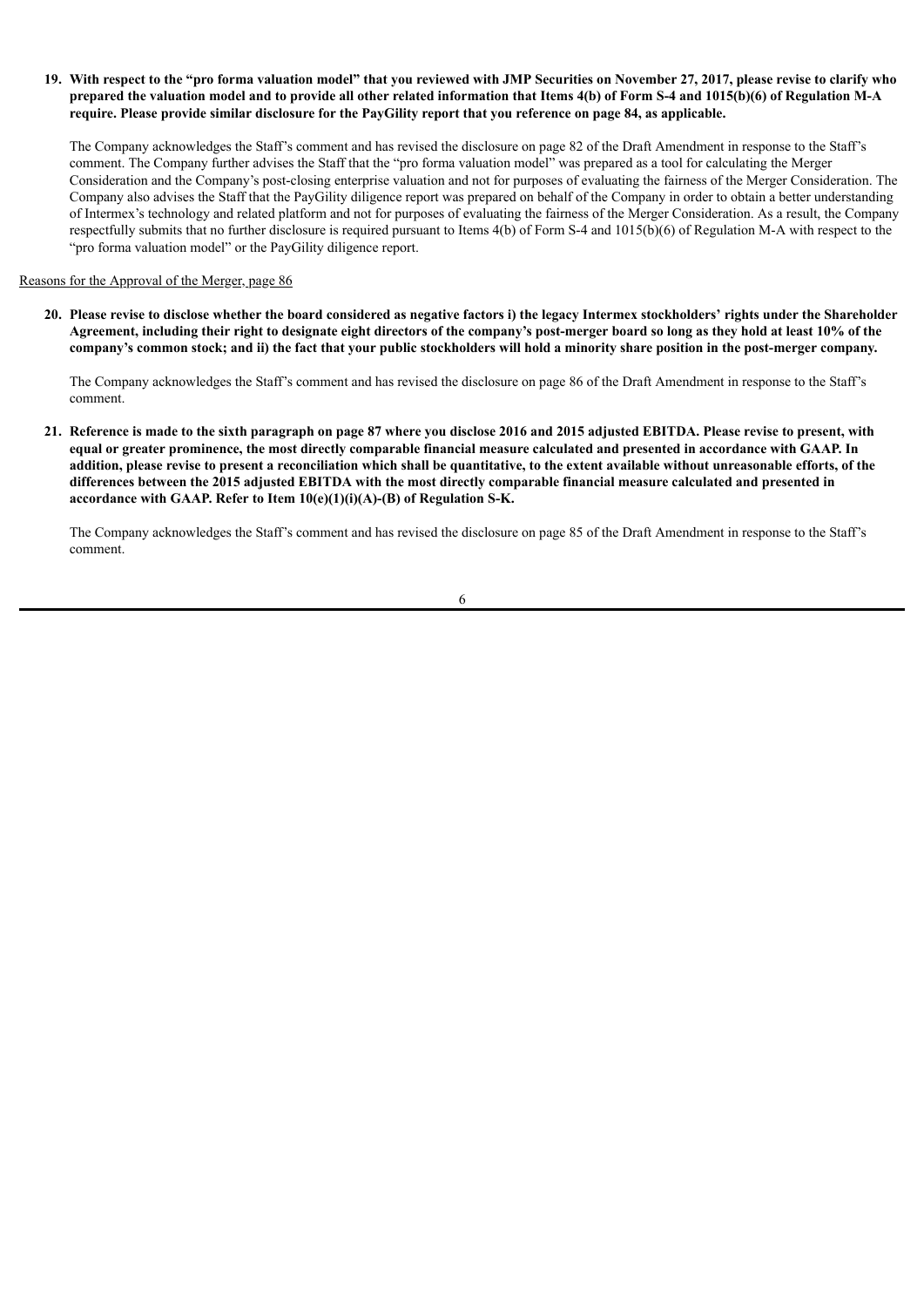**19. With respect to the "pro forma valuation model" that you reviewed with JMP Securities on November 27, 2017, please revise to clarify who prepared the valuation model and to provide all other related information that Items 4(b) of Form S-4 and 1015(b)(6) of Regulation M-A require. Please provide similar disclosure for the PayGility report that you reference on page 84, as applicable.**

The Company acknowledges the Staff's comment and has revised the disclosure on page 82 of the Draft Amendment in response to the Staff's comment. The Company further advises the Staff that the "pro forma valuation model" was prepared as a tool for calculating the Merger Consideration and the Company's post-closing enterprise valuation and not for purposes of evaluating the fairness of the Merger Consideration. The Company also advises the Staff that the PayGility diligence report was prepared on behalf of the Company in order to obtain a better understanding of Intermex's technology and related platform and not for purposes of evaluating the fairness of the Merger Consideration. As a result, the Company respectfully submits that no further disclosure is required pursuant to Items 4(b) of Form S-4 and 1015(b)(6) of Regulation M-A with respect to the "pro forma valuation model" or the PayGility diligence report.

Reasons for the Approval of the Merger, page 86

**20. Please revise to disclose whether the board considered as negative factors i) the legacy Intermex stockholders' rights under the Shareholder Agreement, including their right to designate eight directors of the company's post-merger board so long as they hold at least 10% of the company's common stock; and ii) the fact that your public stockholders will hold a minority share position in the post-merger company.**

The Company acknowledges the Staff's comment and has revised the disclosure on page 86 of the Draft Amendment in response to the Staff's comment.

**21. Reference is made to the sixth paragraph on page 87 where you disclose 2016 and 2015 adjusted EBITDA. Please revise to present, with equal or greater prominence, the most directly comparable financial measure calculated and presented in accordance with GAAP. In addition, please revise to present a reconciliation which shall be quantitative, to the extent available without unreasonable efforts, of the differences between the 2015 adjusted EBITDA with the most directly comparable financial measure calculated and presented in accordance with GAAP. Refer to Item 10(e)(1)(i)(A)-(B) of Regulation S-K.**

The Company acknowledges the Staff's comment and has revised the disclosure on page 85 of the Draft Amendment in response to the Staff's comment.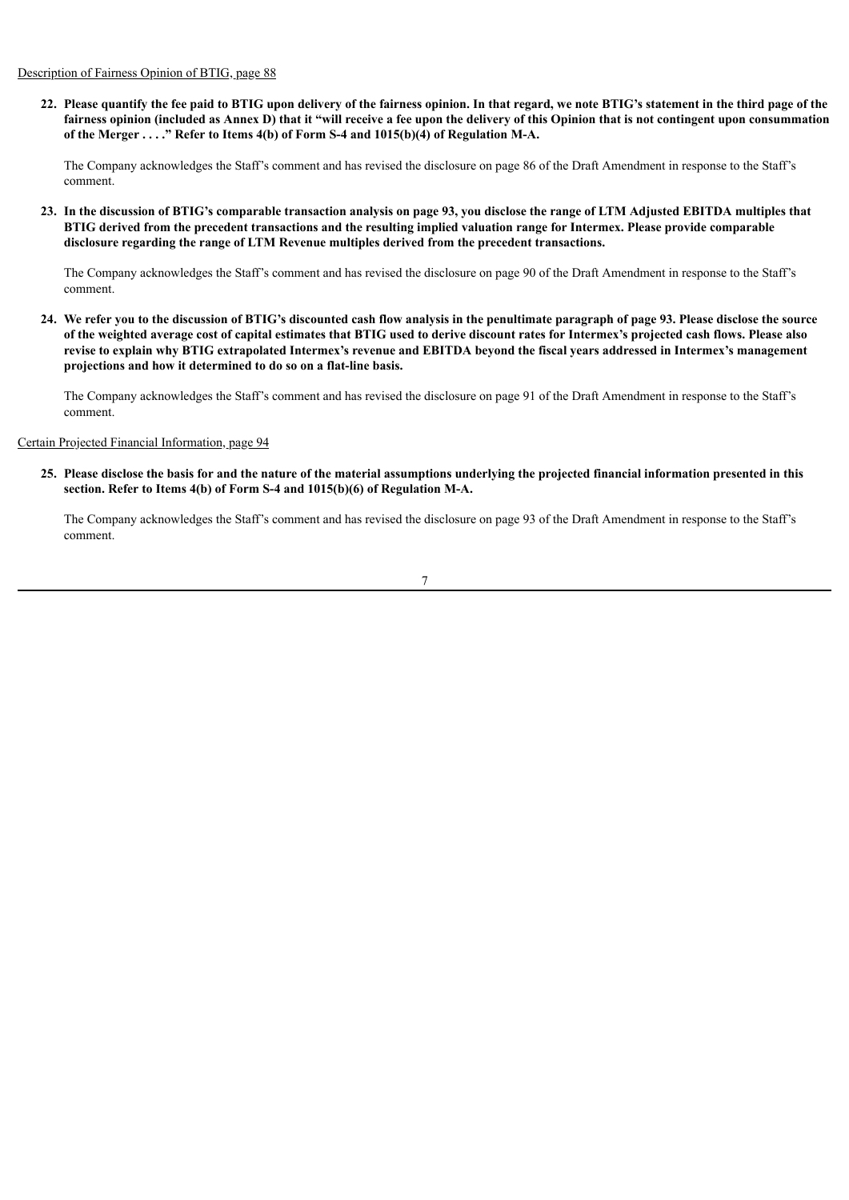Description of Fairness Opinion of BTIG, page 88

**22. Please quantify the fee paid to BTIG upon delivery of the fairness opinion. In that regard, we note BTIG's statement in the third page of the fairness opinion (included as Annex D) that it "will receive a fee upon the delivery of this Opinion that is not contingent upon consummation of the Merger . . . ." Refer to Items 4(b) of Form S-4 and 1015(b)(4) of Regulation M-A.**

The Company acknowledges the Staff's comment and has revised the disclosure on page 86 of the Draft Amendment in response to the Staff's comment.

**23. In the discussion of BTIG's comparable transaction analysis on page 93, you disclose the range of LTM Adjusted EBITDA multiples that BTIG derived from the precedent transactions and the resulting implied valuation range for Intermex. Please provide comparable disclosure regarding the range of LTM Revenue multiples derived from the precedent transactions.**

The Company acknowledges the Staff's comment and has revised the disclosure on page 90 of the Draft Amendment in response to the Staff's comment.

**24. We refer you to the discussion of BTIG's discounted cash flow analysis in the penultimate paragraph of page 93. Please disclose the source of the weighted average cost of capital estimates that BTIG used to derive discount rates for Intermex's projected cash flows. Please also revise to explain why BTIG extrapolated Intermex's revenue and EBITDA beyond the fiscal years addressed in Intermex's management projections and how it determined to do so on a flat-line basis.**

The Company acknowledges the Staff's comment and has revised the disclosure on page 91 of the Draft Amendment in response to the Staff's comment.

Certain Projected Financial Information, page 94

**25. Please disclose the basis for and the nature of the material assumptions underlying the projected financial information presented in this section. Refer to Items 4(b) of Form S-4 and 1015(b)(6) of Regulation M-A.**

The Company acknowledges the Staff's comment and has revised the disclosure on page 93 of the Draft Amendment in response to the Staff's comment.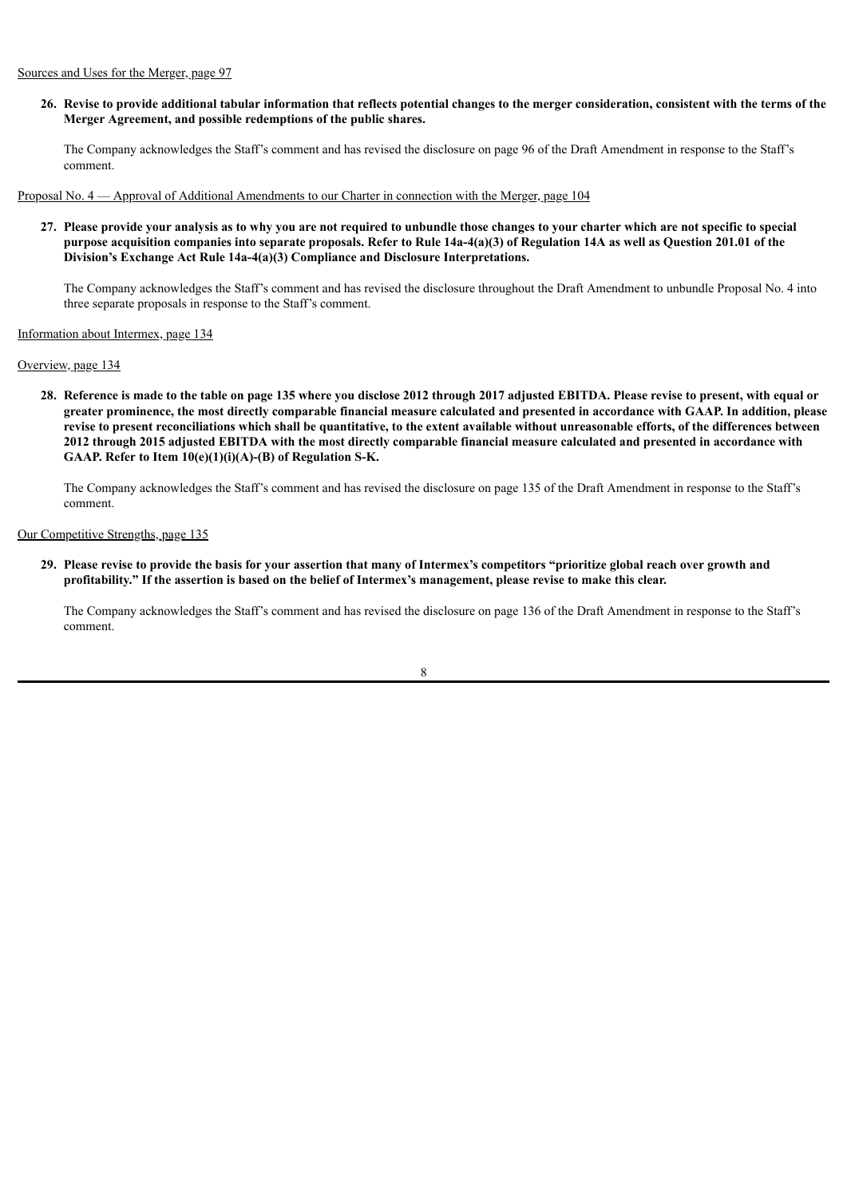Sources and Uses for the Merger, page 97

**26. Revise to provide additional tabular information that reflects potential changes to the merger consideration, consistent with the terms of the Merger Agreement, and possible redemptions of the public shares.**

The Company acknowledges the Staff's comment and has revised the disclosure on page 96 of the Draft Amendment in response to the Staff's comment.

Proposal No. 4 — Approval of Additional Amendments to our Charter in connection with the Merger, page 104

**27. Please provide your analysis as to why you are not required to unbundle those changes to your charter which are not specific to special purpose acquisition companies into separate proposals. Refer to Rule 14a-4(a)(3) of Regulation 14A as well as Question 201.01 of the Division's Exchange Act Rule 14a-4(a)(3) Compliance and Disclosure Interpretations.**

The Company acknowledges the Staff's comment and has revised the disclosure throughout the Draft Amendment to unbundle Proposal No. 4 into three separate proposals in response to the Staff's comment.

Information about Intermex, page 134

Overview, page 134

**28. Reference is made to the table on page 135 where you disclose 2012 through 2017 adjusted EBITDA. Please revise to present, with equal or greater prominence, the most directly comparable financial measure calculated and presented in accordance with GAAP. In addition, please revise to present reconciliations which shall be quantitative, to the extent available without unreasonable efforts, of the differences between 2012 through 2015 adjusted EBITDA with the most directly comparable financial measure calculated and presented in accordance with GAAP. Refer to Item 10(e)(1)(i)(A)-(B) of Regulation S-K.**

The Company acknowledges the Staff's comment and has revised the disclosure on page 135 of the Draft Amendment in response to the Staff's comment.

Our Competitive Strengths, page 135

**29. Please revise to provide the basis for your assertion that many of Intermex's competitors "prioritize global reach over growth and profitability." If the assertion is based on the belief of Intermex's management, please revise to make this clear.**

The Company acknowledges the Staff's comment and has revised the disclosure on page 136 of the Draft Amendment in response to the Staff's comment.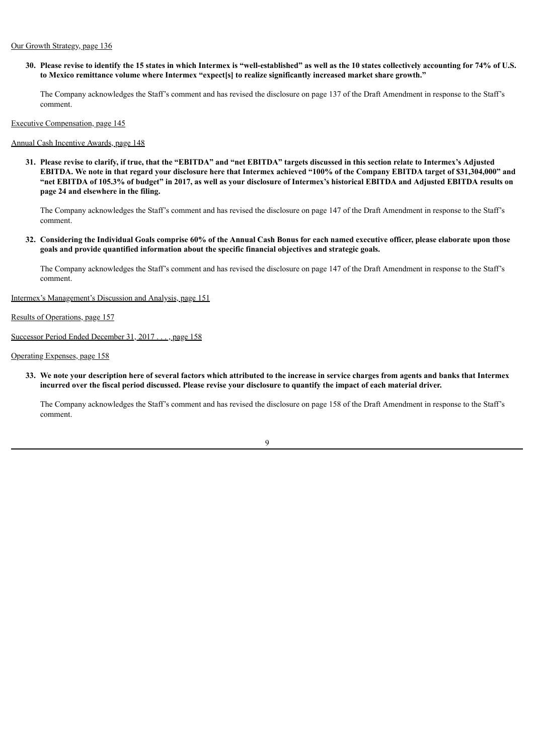Our Growth Strategy, page 136

**30. Please revise to identify the 15 states in which Intermex is "well-established" as well as the 10 states collectively accounting for 74% of U.S. to Mexico remittance volume where Intermex "expect[s] to realize significantly increased market share growth."**

The Company acknowledges the Staff's comment and has revised the disclosure on page 137 of the Draft Amendment in response to the Staff's comment.

Executive Compensation, page 145

Annual Cash Incentive Awards, page 148

**31. Please revise to clarify, if true, that the "EBITDA" and "net EBITDA" targets discussed in this section relate to Intermex's Adjusted EBITDA. We note in that regard your disclosure here that Intermex achieved "100% of the Company EBITDA target of $31,304,000" and "net EBITDA of 105.3% of budget" in 2017, as well as your disclosure of Intermex's historical EBITDA and Adjusted EBITDA results on page 24 and elsewhere in the filing.**

The Company acknowledges the Staff's comment and has revised the disclosure on page 147 of the Draft Amendment in response to the Staff's comment.

**32. Considering the Individual Goals comprise 60% of the Annual Cash Bonus for each named executive officer, please elaborate upon those goals and provide quantified information about the specific financial objectives and strategic goals.**

The Company acknowledges the Staff's comment and has revised the disclosure on page 147 of the Draft Amendment in response to the Staff's comment.

Intermex's Management's Discussion and Analysis, page 151

Results of Operations, page 157

Successor Period Ended December 31, 2017 . . . , page 158

Operating Expenses, page 158

**33. We note your description here of several factors which attributed to the increase in service charges from agents and banks that Intermex incurred over the fiscal period discussed. Please revise your disclosure to quantify the impact of each material driver.**

The Company acknowledges the Staff's comment and has revised the disclosure on page 158 of the Draft Amendment in response to the Staff's comment.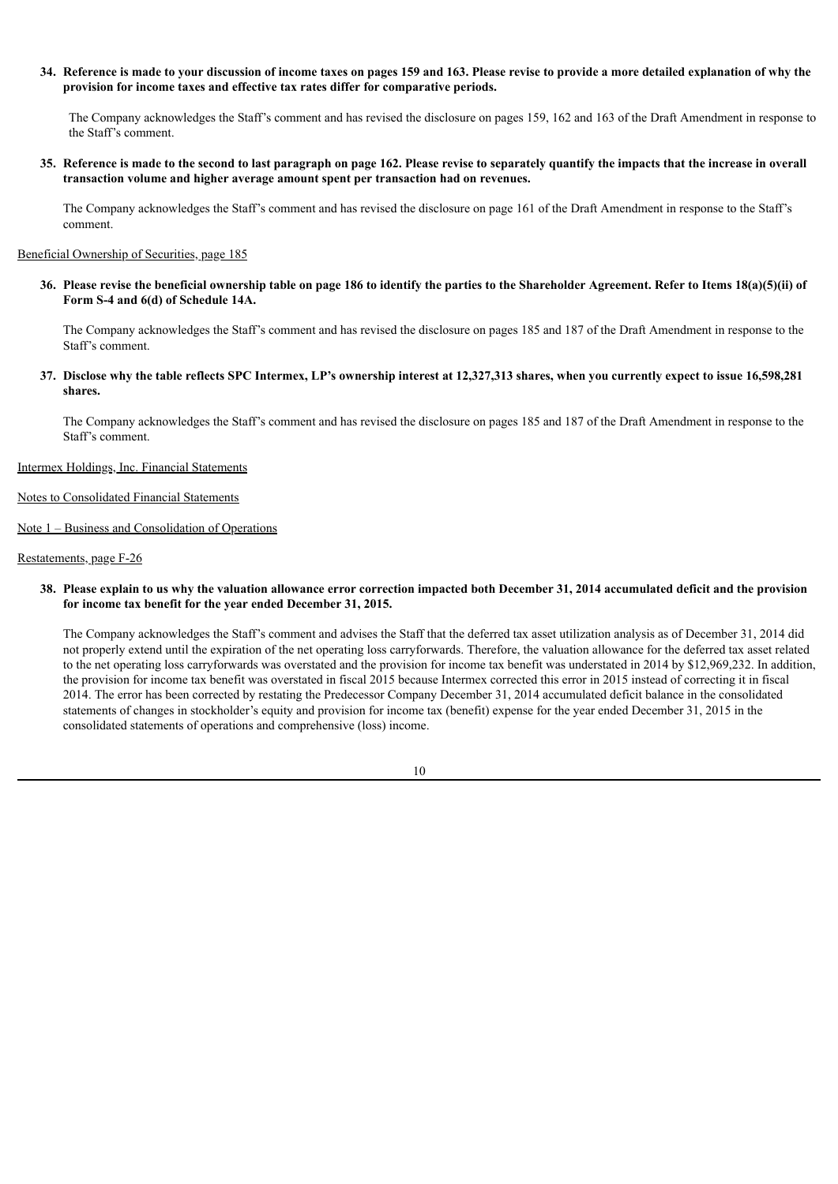**34. Reference is made to your discussion of income taxes on pages 159 and 163. Please revise to provide a more detailed explanation of why the provision for income taxes and effective tax rates differ for comparative periods.**

The Company acknowledges the Staff's comment and has revised the disclosure on pages 159, 162 and 163 of the Draft Amendment in response to the Staff's comment.

**35. Reference is made to the second to last paragraph on page 162. Please revise to separately quantify the impacts that the increase in overall transaction volume and higher average amount spent per transaction had on revenues.**

The Company acknowledges the Staff's comment and has revised the disclosure on page 161 of the Draft Amendment in response to the Staff's comment.

Beneficial Ownership of Securities, page 185

**36. Please revise the beneficial ownership table on page 186 to identify the parties to the Shareholder Agreement. Refer to Items 18(a)(5)(ii) of Form S-4 and 6(d) of Schedule 14A.**

The Company acknowledges the Staff's comment and has revised the disclosure on pages 185 and 187 of the Draft Amendment in response to the Staff's comment.

**37. Disclose why the table reflects SPC Intermex, LP's ownership interest at 12,327,313 shares, when you currently expect to issue 16,598,281 shares.**

The Company acknowledges the Staff's comment and has revised the disclosure on pages 185 and 187 of the Draft Amendment in response to the Staff's comment.

Intermex Holdings, Inc. Financial Statements

Notes to Consolidated Financial Statements

Note 1 – Business and Consolidation of Operations

Restatements, page F-26

**38. Please explain to us why the valuation allowance error correction impacted both December 31, 2014 accumulated deficit and the provision for income tax benefit for the year ended December 31, 2015.**

The Company acknowledges the Staff's comment and advises the Staff that the deferred tax asset utilization analysis as of December 31, 2014 did not properly extend until the expiration of the net operating loss carryforwards. Therefore, the valuation allowance for the deferred tax asset related to the net operating loss carryforwards was overstated and the provision for income tax benefit was understated in 2014 by $12,969,232. In addition, the provision for income tax benefit was overstated in fiscal 2015 because Intermex corrected this error in 2015 instead of correcting it in fiscal 2014. The error has been corrected by restating the Predecessor Company December 31, 2014 accumulated deficit balance in the consolidated statements of changes in stockholder's equity and provision for income tax (benefit) expense for the year ended December 31, 2015 in the consolidated statements of operations and comprehensive (loss) income.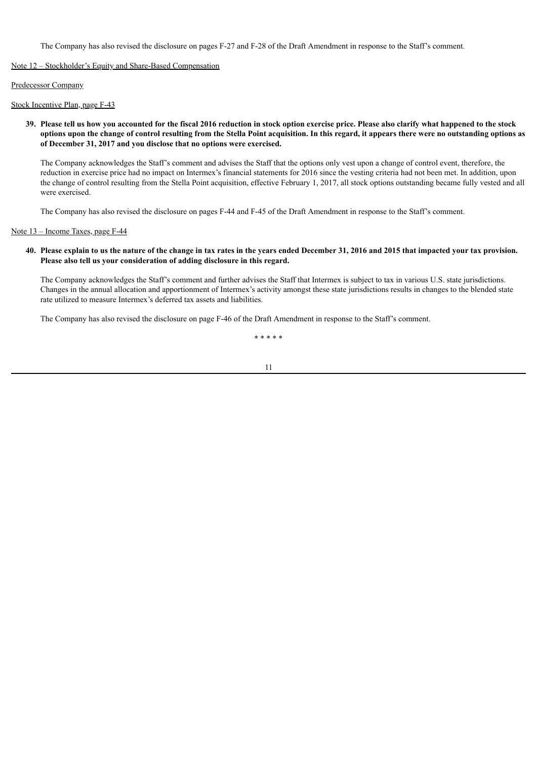The Company has also revised the disclosure on pages F-27 and F-28 of the Draft Amendment in response to the Staff's comment.

Note 12 – Stockholder's Equity and Share-Based Compensation

Predecessor Company

Stock Incentive Plan, page F-43

**39. Please tell us how you accounted for the fiscal 2016 reduction in stock option exercise price. Please also clarify what happened to the stock options upon the change of control resulting from the Stella Point acquisition. In this regard, it appears there were no outstanding options as of December 31, 2017 and you disclose that no options were exercised.**

The Company acknowledges the Staff's comment and advises the Staff that the options only vest upon a change of control event, therefore, the reduction in exercise price had no impact on Intermex's financial statements for 2016 since the vesting criteria had not been met. In addition, upon the change of control resulting from the Stella Point acquisition, effective February 1, 2017, all stock options outstanding became fully vested and all were exercised.

The Company has also revised the disclosure on pages F-44 and F-45 of the Draft Amendment in response to the Staff's comment.

Note 13 – Income Taxes, page F-44

**40. Please explain to us the nature of the change in tax rates in the years ended December 31, 2016 and 2015 that impacted your tax provision. Please also tell us your consideration of adding disclosure in this regard.**

The Company acknowledges the Staff's comment and further advises the Staff that Intermex is subject to tax in various U.S. state jurisdictions. Changes in the annual allocation and apportionment of Intermex's activity amongst these state jurisdictions results in changes to the blended state rate utilized to measure Intermex's deferred tax assets and liabilities.

The Company has also revised the disclosure on page F-46 of the Draft Amendment in response to the Staff's comment.

\* \* \* \* \*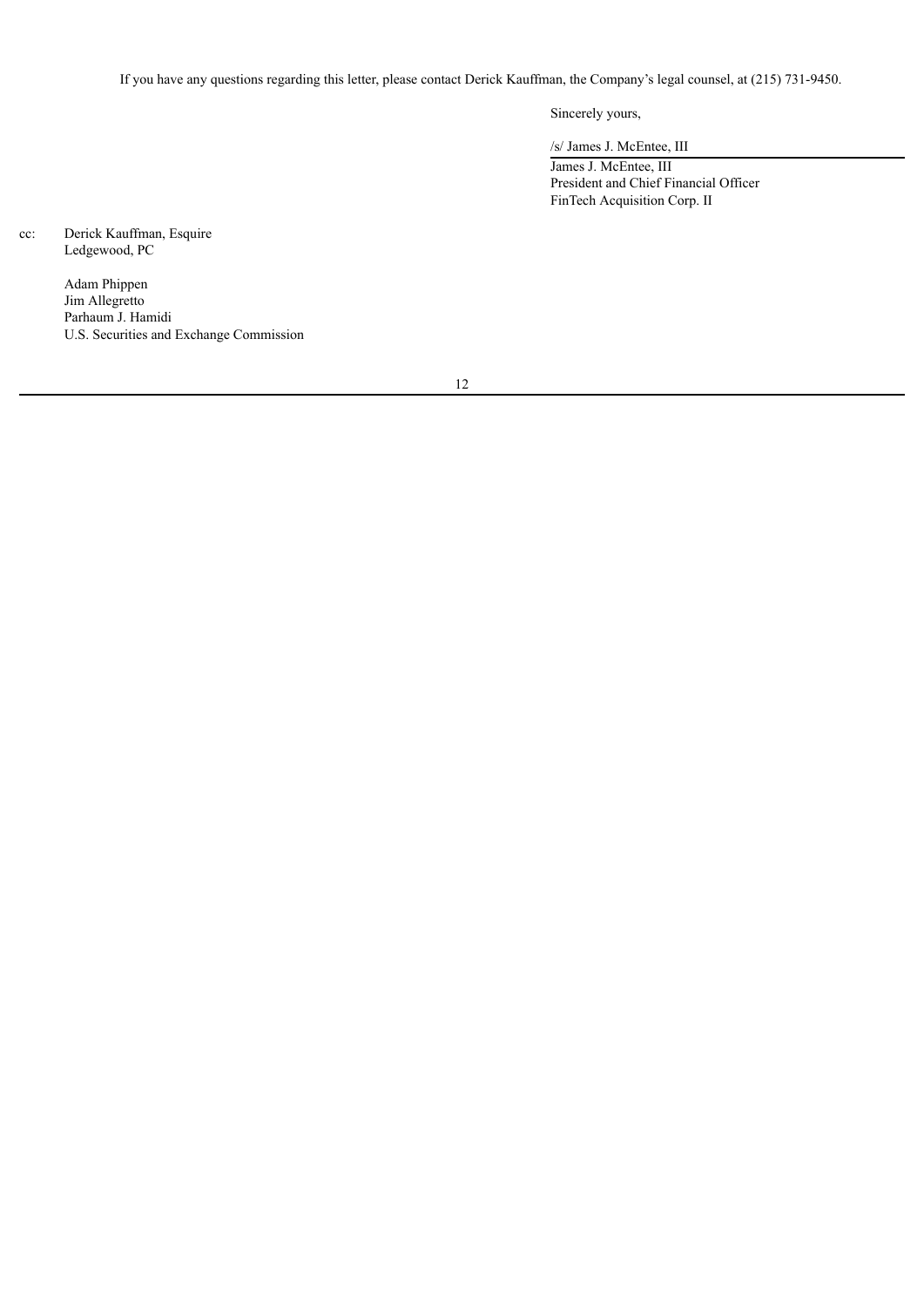If you have any questions regarding this letter, please contact Derick Kauffman, the Company's legal counsel, at (215) 731-9450.

Sincerely yours,

/s/ James J. McEntee, III

James J. McEntee, III
President and Chief Financial Officer
FinTech Acquisition Corp. II

cc: Derick Kauffman, Esquire
Ledgewood, PC

Adam Phippen
Jim Allegretto
Parhaum J. Hamidi
U.S. Securities and Exchange Commission